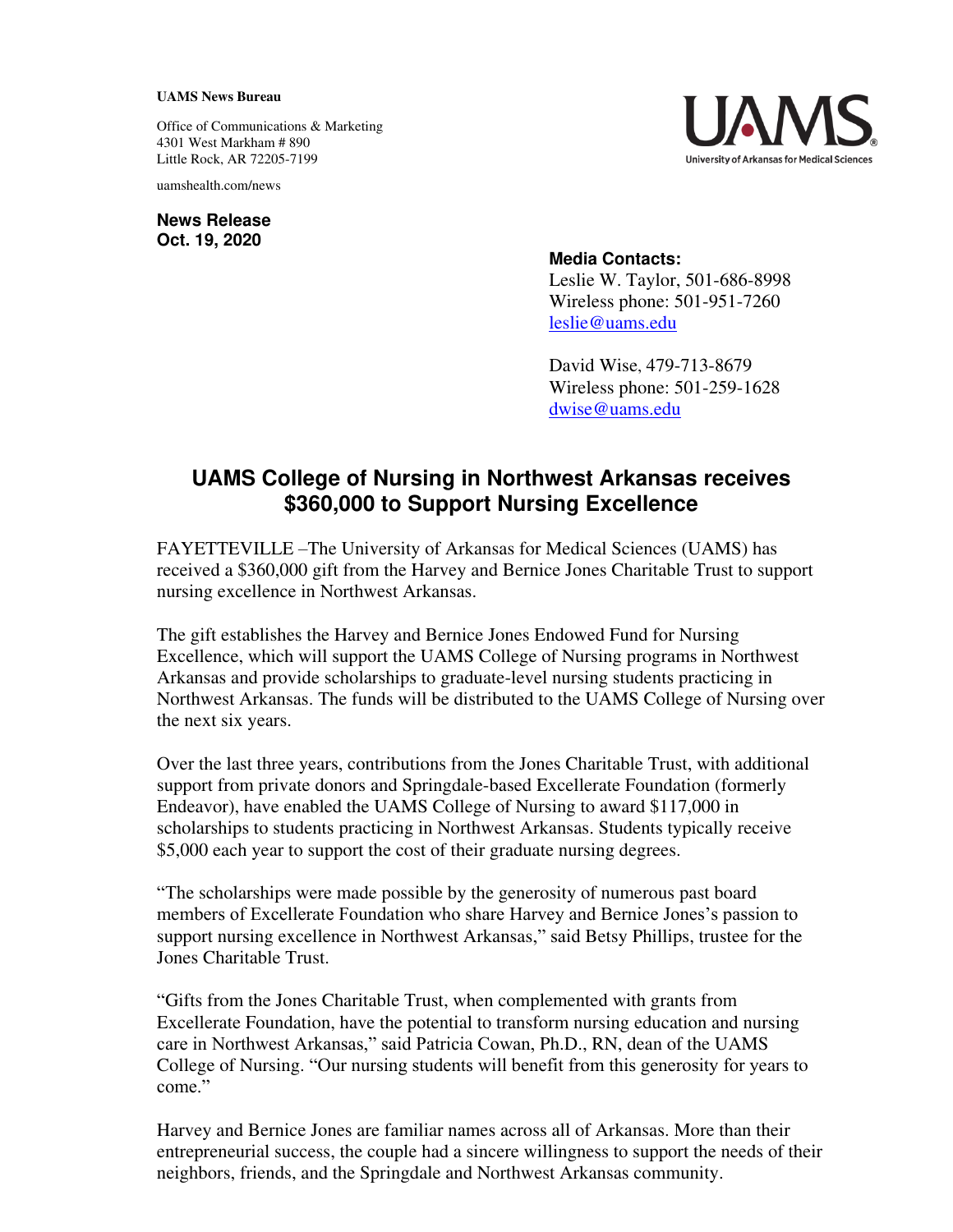**UAMS News Bureau**

Office of Communications & Marketing
4301 West Markham # 890
Little Rock, AR 72205-7199

uamshealth.com/news

**News Release**
**Oct. 19, 2020**

**Media Contacts:**
Leslie W. Taylor, 501-686-8998
Wireless phone: 501-951-7260
leslie@uams.edu

David Wise, 479-713-8679
Wireless phone: 501-259-1628
dwise@uams.edu

# UAMS College of Nursing in Northwest Arkansas receives $360,000 to Support Nursing Excellence

FAYETTEVILLE –The University of Arkansas for Medical Sciences (UAMS) has received a $360,000 gift from the Harvey and Bernice Jones Charitable Trust to support nursing excellence in Northwest Arkansas.

The gift establishes the Harvey and Bernice Jones Endowed Fund for Nursing Excellence, which will support the UAMS College of Nursing programs in Northwest Arkansas and provide scholarships to graduate-level nursing students practicing in Northwest Arkansas. The funds will be distributed to the UAMS College of Nursing over the next six years.

Over the last three years, contributions from the Jones Charitable Trust, with additional support from private donors and Springdale-based Excellerate Foundation (formerly Endeavor), have enabled the UAMS College of Nursing to award $117,000 in scholarships to students practicing in Northwest Arkansas. Students typically receive $5,000 each year to support the cost of their graduate nursing degrees.

"The scholarships were made possible by the generosity of numerous past board members of Excellerate Foundation who share Harvey and Bernice Jones's passion to support nursing excellence in Northwest Arkansas," said Betsy Phillips, trustee for the Jones Charitable Trust.

"Gifts from the Jones Charitable Trust, when complemented with grants from Excellerate Foundation, have the potential to transform nursing education and nursing care in Northwest Arkansas," said Patricia Cowan, Ph.D., RN, dean of the UAMS College of Nursing. "Our nursing students will benefit from this generosity for years to come."

Harvey and Bernice Jones are familiar names across all of Arkansas. More than their entrepreneurial success, the couple had a sincere willingness to support the needs of their neighbors, friends, and the Springdale and Northwest Arkansas community.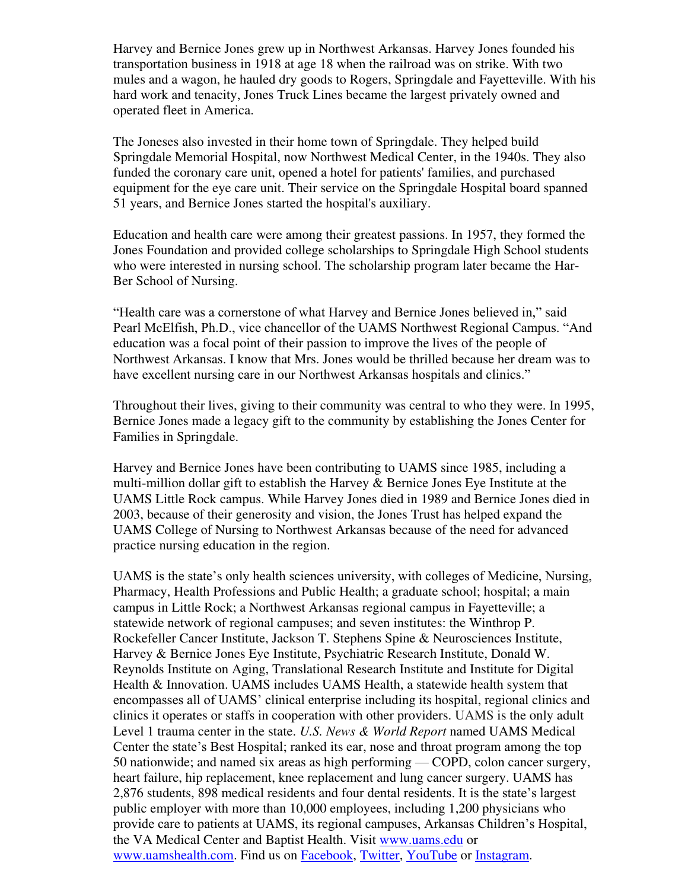Harvey and Bernice Jones grew up in Northwest Arkansas. Harvey Jones founded his transportation business in 1918 at age 18 when the railroad was on strike. With two mules and a wagon, he hauled dry goods to Rogers, Springdale and Fayetteville. With his hard work and tenacity, Jones Truck Lines became the largest privately owned and operated fleet in America.

The Joneses also invested in their home town of Springdale. They helped build Springdale Memorial Hospital, now Northwest Medical Center, in the 1940s. They also funded the coronary care unit, opened a hotel for patients' families, and purchased equipment for the eye care unit. Their service on the Springdale Hospital board spanned 51 years, and Bernice Jones started the hospital's auxiliary.

Education and health care were among their greatest passions. In 1957, they formed the Jones Foundation and provided college scholarships to Springdale High School students who were interested in nursing school. The scholarship program later became the Har-Ber School of Nursing.

"Health care was a cornerstone of what Harvey and Bernice Jones believed in," said Pearl McElfish, Ph.D., vice chancellor of the UAMS Northwest Regional Campus. "And education was a focal point of their passion to improve the lives of the people of Northwest Arkansas. I know that Mrs. Jones would be thrilled because her dream was to have excellent nursing care in our Northwest Arkansas hospitals and clinics."

Throughout their lives, giving to their community was central to who they were. In 1995, Bernice Jones made a legacy gift to the community by establishing the Jones Center for Families in Springdale.

Harvey and Bernice Jones have been contributing to UAMS since 1985, including a multi-million dollar gift to establish the Harvey & Bernice Jones Eye Institute at the UAMS Little Rock campus. While Harvey Jones died in 1989 and Bernice Jones died in 2003, because of their generosity and vision, the Jones Trust has helped expand the UAMS College of Nursing to Northwest Arkansas because of the need for advanced practice nursing education in the region.

UAMS is the state's only health sciences university, with colleges of Medicine, Nursing, Pharmacy, Health Professions and Public Health; a graduate school; hospital; a main campus in Little Rock; a Northwest Arkansas regional campus in Fayetteville; a statewide network of regional campuses; and seven institutes: the Winthrop P. Rockefeller Cancer Institute, Jackson T. Stephens Spine & Neurosciences Institute, Harvey & Bernice Jones Eye Institute, Psychiatric Research Institute, Donald W. Reynolds Institute on Aging, Translational Research Institute and Institute for Digital Health & Innovation. UAMS includes UAMS Health, a statewide health system that encompasses all of UAMS' clinical enterprise including its hospital, regional clinics and clinics it operates or staffs in cooperation with other providers. UAMS is the only adult Level 1 trauma center in the state. *U.S. News & World Report* named UAMS Medical Center the state's Best Hospital; ranked its ear, nose and throat program among the top 50 nationwide; and named six areas as high performing — COPD, colon cancer surgery, heart failure, hip replacement, knee replacement and lung cancer surgery. UAMS has 2,876 students, 898 medical residents and four dental residents. It is the state's largest public employer with more than 10,000 employees, including 1,200 physicians who provide care to patients at UAMS, its regional campuses, Arkansas Children's Hospital, the VA Medical Center and Baptist Health. Visit [www.uams.edu](www.uams.edu) or [www.uamshealth.com](www.uamshealth.com). Find us on [Facebook](), [Twitter](), [YouTube]() or [Instagram]().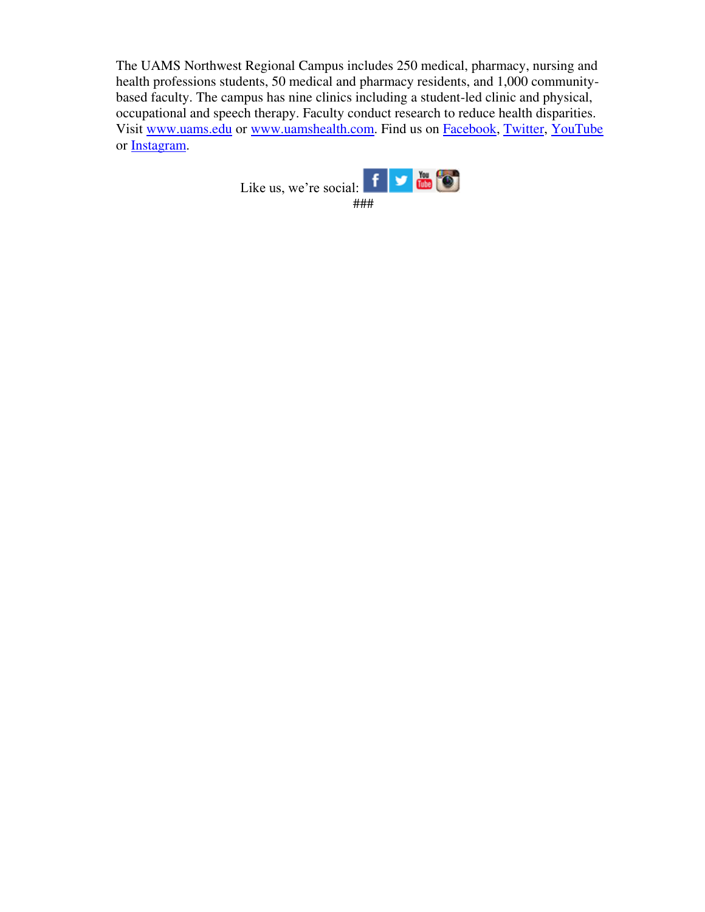The UAMS Northwest Regional Campus includes 250 medical, pharmacy, nursing and health professions students, 50 medical and pharmacy residents, and 1,000 community-based faculty. The campus has nine clinics including a student-led clinic and physical, occupational and speech therapy. Faculty conduct research to reduce health disparities. Visit www.uams.edu or www.uamshealth.com. Find us on Facebook, Twitter, YouTube or Instagram.

Like us, we're social:

###